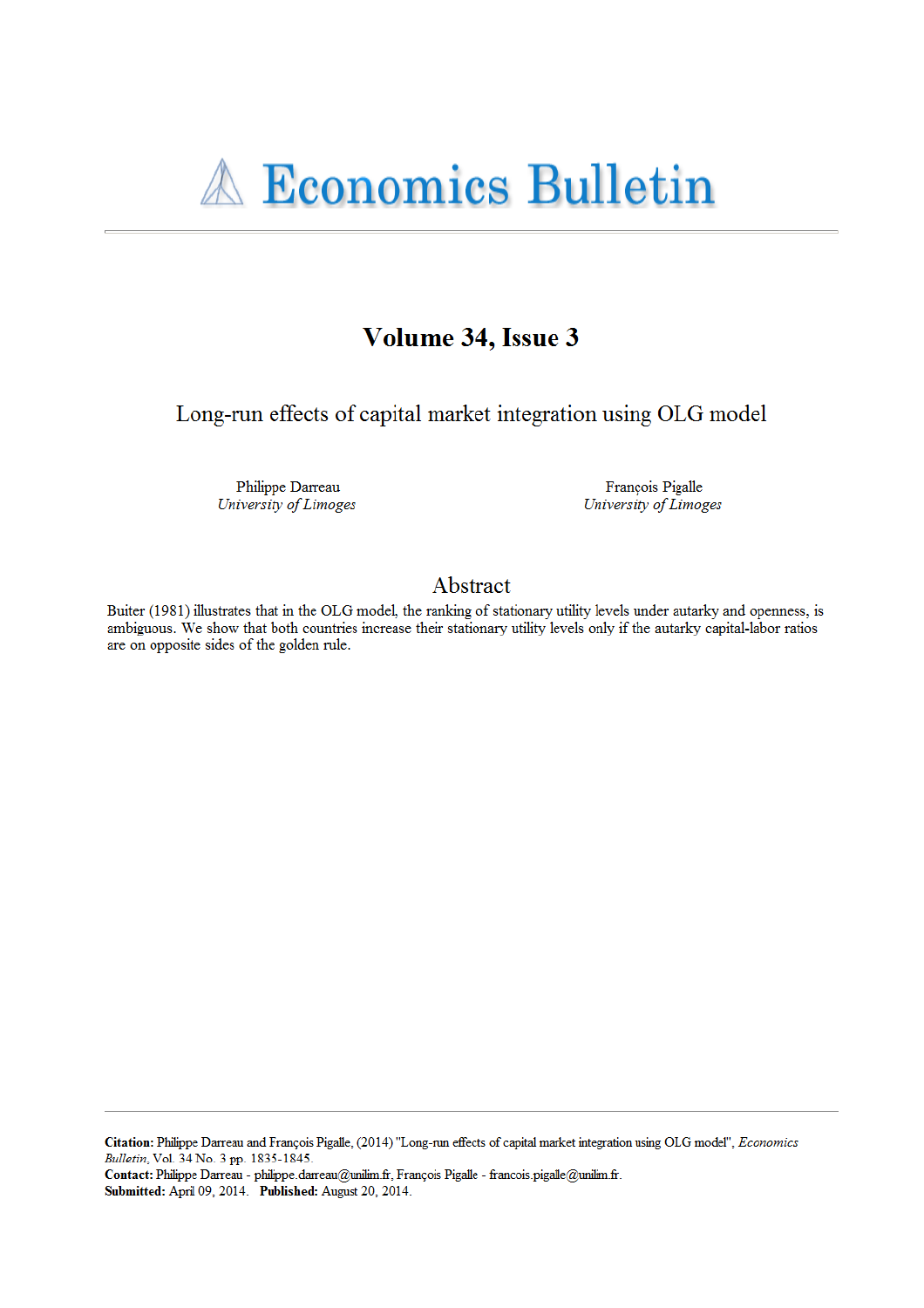# Volume 34, Issue 3

Long-run effects of capital market integration using OLG model

Philippe Darreau
*University of Limoges*

François Pigalle
*University of Limoges*

## Abstract

Buiter (1981) illustrates that in the OLG model, the ranking of stationary utility levels under autarky and openness, is ambiguous. We show that both countries increase their stationary utility levels only if the autarky capital-labor ratios are on opposite sides of the golden rule.

**Citation:** Philippe Darreau and François Pigalle, (2014) "Long-run effects of capital market integration using OLG model", *Economics Bulletin*, Vol. 34 No. 3 pp. 1835-1845.
**Contact:** Philippe Darreau - philippe.darreau@unilim.fr, François Pigalle - francois.pigalle@unilim.fr.
**Submitted:** April 09, 2014. **Published:** August 20, 2014.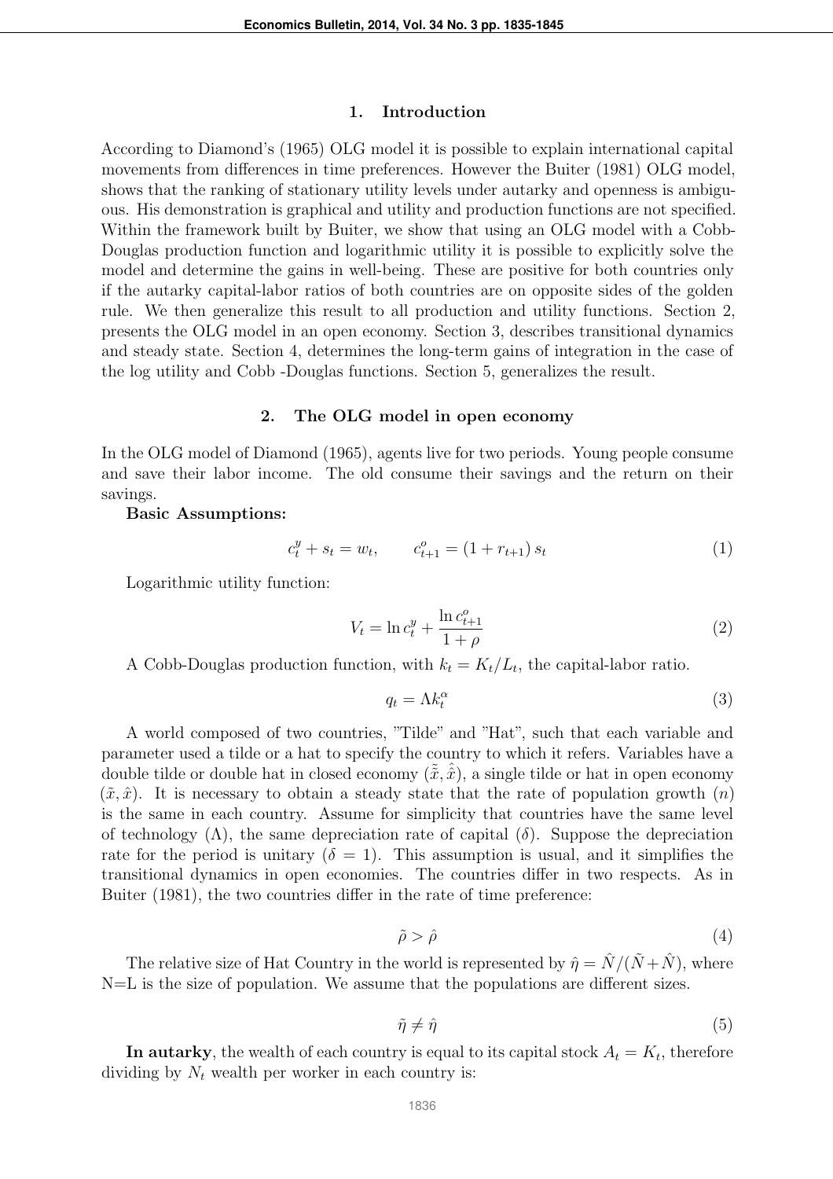## 1. Introduction

According to Diamond's (1965) OLG model it is possible to explain international capital movements from differences in time preferences. However the Buiter (1981) OLG model, shows that the ranking of stationary utility levels under autarky and openness is ambiguous. His demonstration is graphical and utility and production functions are not specified. Within the framework built by Buiter, we show that using an OLG model with a Cobb-Douglas production function and logarithmic utility it is possible to explicitly solve the model and determine the gains in well-being. These are positive for both countries only if the autarky capital-labor ratios of both countries are on opposite sides of the golden rule. We then generalize this result to all production and utility functions. Section 2, presents the OLG model in an open economy. Section 3, describes transitional dynamics and steady state. Section 4, determines the long-term gains of integration in the case of the log utility and Cobb -Douglas functions. Section 5, generalizes the result.

## 2. The OLG model in open economy

In the OLG model of Diamond (1965), agents live for two periods. Young people consume and save their labor income. The old consume their savings and the return on their savings.

**Basic Assumptions:**

$$c_t^y + s_t = w_t, \qquad c_{t+1}^o = (1 + r_{t+1})\, s_t \tag{1}$$

Logarithmic utility function:

$$V_t = \ln c_t^y + \frac{\ln c_{t+1}^o}{1+\rho} \tag{2}$$

A Cobb-Douglas production function, with $k_t = K_t/L_t$, the capital-labor ratio.

$$q_t = \Lambda k_t^{\alpha} \tag{3}$$

A world composed of two countries, "Tilde" and "Hat", such that each variable and parameter used a tilde or a hat to specify the country to which it refers. Variables have a double tilde or double hat in closed economy $(\tilde{\tilde{x}}, \hat{\hat{x}})$, a single tilde or hat in open economy $(\tilde{x}, \hat{x})$. It is necessary to obtain a steady state that the rate of population growth $(n)$ is the same in each country. Assume for simplicity that countries have the same level of technology $(\Lambda)$, the same depreciation rate of capital $(\delta)$. Suppose the depreciation rate for the period is unitary $(\delta = 1)$. This assumption is usual, and it simplifies the transitional dynamics in open economies. The countries differ in two respects. As in Buiter (1981), the two countries differ in the rate of time preference:

$$\tilde{\rho} > \hat{\rho} \tag{4}$$

The relative size of Hat Country in the world is represented by $\hat{\eta} = \hat{N}/(\tilde{N}+\hat{N})$, where N=L is the size of population. We assume that the populations are different sizes.

$$\tilde{\eta} \neq \hat{\eta} \tag{5}$$

**In autarky**, the wealth of each country is equal to its capital stock $A_t = K_t$, therefore dividing by $N_t$ wealth per worker in each country is: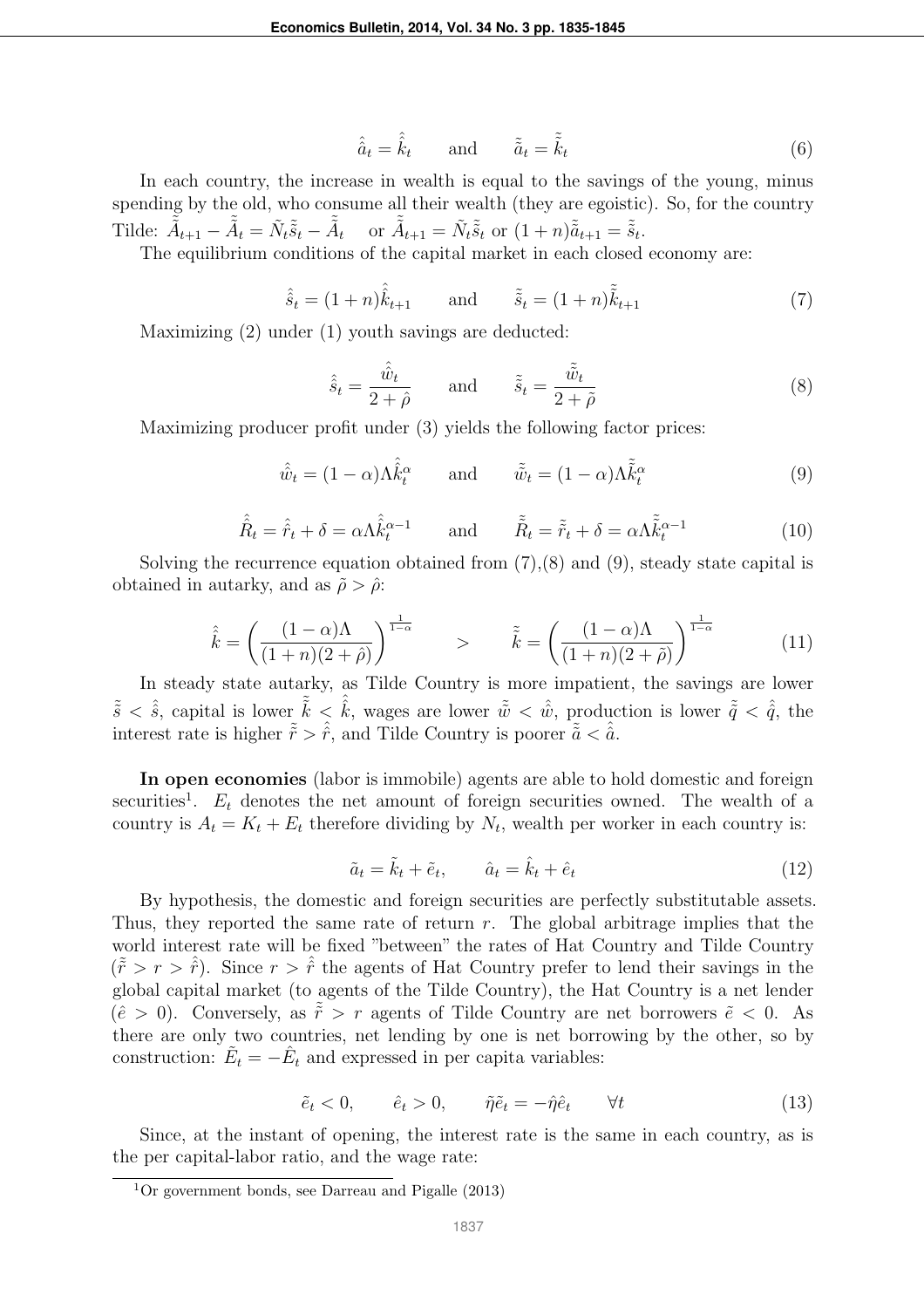$$\hat{\hat{a}}_t = \hat{\hat{k}}_t \qquad \text{and} \qquad \tilde{\tilde{a}}_t = \tilde{\tilde{k}}_t \tag{6}$$

In each country, the increase in wealth is equal to the savings of the young, minus spending by the old, who consume all their wealth (they are egoistic). So, for the country Tilde: $\tilde{\tilde{A}}_{t+1} - \tilde{\tilde{A}}_t = \tilde{N}_t \tilde{\tilde{s}}_t - \tilde{\tilde{A}}_t$ or $\tilde{\tilde{A}}_{t+1} = \tilde{N}_t \tilde{\tilde{s}}_t$ or $(1+n)\tilde{\tilde{a}}_{t+1} = \tilde{\tilde{s}}_t$.

The equilibrium conditions of the capital market in each closed economy are:

$$\hat{\hat{s}}_t = (1+n)\hat{\hat{k}}_{t+1} \qquad \text{and} \qquad \tilde{\tilde{s}}_t = (1+n)\tilde{\tilde{k}}_{t+1} \tag{7}$$

Maximizing (2) under (1) youth savings are deducted:

$$\hat{\hat{s}}_t = \frac{\hat{\hat{w}}_t}{2+\hat{\rho}} \qquad \text{and} \qquad \tilde{\tilde{s}}_t = \frac{\tilde{\tilde{w}}_t}{2+\tilde{\rho}} \tag{8}$$

Maximizing producer profit under (3) yields the following factor prices:

$$\hat{\hat{w}}_t = (1-\alpha)\Lambda \hat{\hat{k}}_t^{\alpha} \qquad \text{and} \qquad \tilde{\tilde{w}}_t = (1-\alpha)\Lambda \tilde{\tilde{k}}_t^{\alpha} \tag{9}$$

$$\hat{\hat{R}}_t = \hat{\hat{r}}_t + \delta = \alpha \Lambda \hat{\hat{k}}_t^{\alpha-1} \qquad \text{and} \qquad \tilde{\tilde{R}}_t = \tilde{\tilde{r}}_t + \delta = \alpha \Lambda \tilde{\tilde{k}}_t^{\alpha-1} \tag{10}$$

Solving the recurrence equation obtained from (7),(8) and (9), steady state capital is obtained in autarky, and as $\tilde{\rho} > \hat{\rho}$:

$$\hat{\hat{k}} = \left( \frac{(1-\alpha)\Lambda}{(1+n)(2+\hat{\rho})} \right)^{\frac{1}{1-\alpha}} \qquad > \qquad \tilde{\tilde{k}} = \left( \frac{(1-\alpha)\Lambda}{(1+n)(2+\tilde{\rho})} \right)^{\frac{1}{1-\alpha}} \tag{11}$$

In steady state autarky, as Tilde Country is more impatient, the savings are lower $\tilde{\tilde{s}} < \hat{\hat{s}}$, capital is lower $\tilde{\tilde{k}} < \hat{\hat{k}}$, wages are lower $\tilde{\tilde{w}} < \hat{\hat{w}}$, production is lower $\tilde{\tilde{q}} < \hat{\hat{q}}$, the interest rate is higher $\tilde{\tilde{r}} > \hat{\hat{r}}$, and Tilde Country is poorer $\tilde{\tilde{a}} < \hat{\hat{a}}$.

**In open economies** (labor is immobile) agents are able to hold domestic and foreign securities[1]. $E_t$ denotes the net amount of foreign securities owned. The wealth of a country is $A_t = K_t + E_t$ therefore dividing by $N_t$, wealth per worker in each country is:

$$\tilde{a}_t = \tilde{k}_t + \tilde{e}_t, \qquad \hat{a}_t = \hat{k}_t + \hat{e}_t \tag{12}$$

By hypothesis, the domestic and foreign securities are perfectly substitutable assets. Thus, they reported the same rate of return $r$. The global arbitrage implies that the world interest rate will be fixed "between" the rates of Hat Country and Tilde Country ($\tilde{\tilde{r}} > r > \hat{\hat{r}}$). Since $r > \hat{\hat{r}}$ the agents of Hat Country prefer to lend their savings in the global capital market (to agents of the Tilde Country), the Hat Country is a net lender ($\hat{e} > 0$). Conversely, as $\tilde{\tilde{r}} > r$ agents of Tilde Country are net borrowers $\tilde{e} < 0$. As there are only two countries, net lending by one is net borrowing by the other, so by construction: $\tilde{E}_t = -\hat{E}_t$ and expressed in per capita variables:

$$\tilde{e}_t < 0, \qquad \hat{e}_t > 0, \qquad \tilde{\eta}\tilde{e}_t = -\hat{\eta}\hat{e}_t \qquad \forall t \tag{13}$$

Since, at the instant of opening, the interest rate is the same in each country, as is the per capital-labor ratio, and the wage rate:

[1] Or government bonds, see Darreau and Pigalle (2013)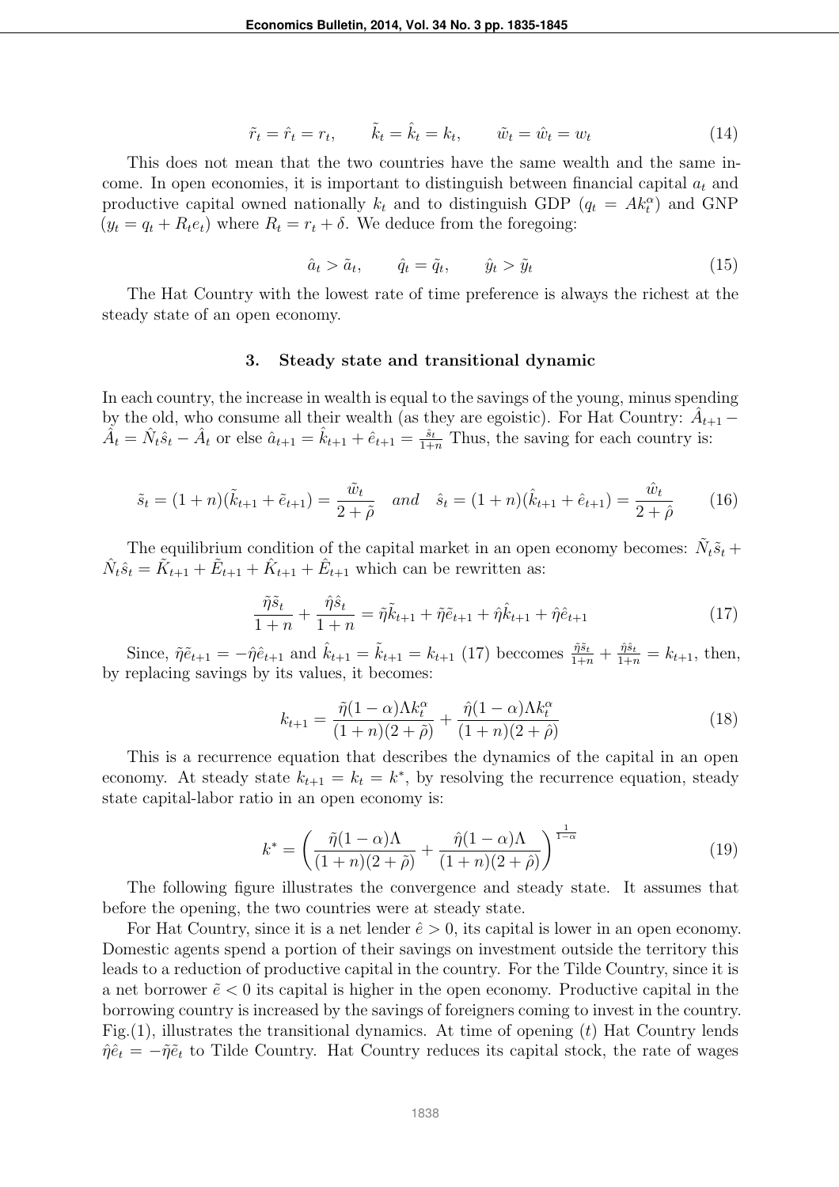$$\tilde{r}_t = \hat{r}_t = r_t, \qquad \tilde{k}_t = \hat{k}_t = k_t, \qquad \tilde{w}_t = \hat{w}_t = w_t \tag{14}$$

This does not mean that the two countries have the same wealth and the same income. In open economies, it is important to distinguish between financial capital $a_t$ and productive capital owned nationally $k_t$ and to distinguish GDP ($q_t = Ak_t^\alpha$) and GNP ($y_t = q_t + R_t e_t$) where $R_t = r_t + \delta$. We deduce from the foregoing:

$$\hat{a}_t > \tilde{a}_t, \qquad \hat{q}_t = \tilde{q}_t, \qquad \hat{y}_t > \tilde{y}_t \tag{15}$$

The Hat Country with the lowest rate of time preference is always the richest at the steady state of an open economy.

### 3. Steady state and transitional dynamic

In each country, the increase in wealth is equal to the savings of the young, minus spending by the old, who consume all their wealth (as they are egoistic). For Hat Country: $\hat{A}_{t+1} - \hat{A}_t = \hat{N}_t \hat{s}_t - \hat{A}_t$ or else $\hat{a}_{t+1} = \hat{k}_{t+1} + \hat{e}_{t+1} = \frac{\hat{s}_t}{1+n}$ Thus, the saving for each country is:

$$\tilde{s}_t = (1+n)(\tilde{k}_{t+1} + \tilde{e}_{t+1}) = \frac{\tilde{w}_t}{2+\tilde{\rho}} \quad and \quad \hat{s}_t = (1+n)(\hat{k}_{t+1} + \hat{e}_{t+1}) = \frac{\hat{w}_t}{2+\hat{\rho}} \tag{16}$$

The equilibrium condition of the capital market in an open economy becomes: $\tilde{N}_t \tilde{s}_t + \hat{N}_t \hat{s}_t = \tilde{K}_{t+1} + \tilde{E}_{t+1} + \hat{K}_{t+1} + \hat{E}_{t+1}$ which can be rewritten as:

$$\frac{\tilde{\eta}\tilde{s}_t}{1+n} + \frac{\hat{\eta}\hat{s}_t}{1+n} = \tilde{\eta}\tilde{k}_{t+1} + \tilde{\eta}\tilde{e}_{t+1} + \hat{\eta}\hat{k}_{t+1} + \hat{\eta}\hat{e}_{t+1} \tag{17}$$

Since, $\tilde{\eta}\tilde{e}_{t+1} = -\hat{\eta}\hat{e}_{t+1}$ and $\hat{k}_{t+1} = \tilde{k}_{t+1} = k_{t+1}$ (17) beccomes $\frac{\tilde{\eta}\tilde{s}_t}{1+n} + \frac{\hat{\eta}\hat{s}_t}{1+n} = k_{t+1}$, then, by replacing savings by its values, it becomes:

$$k_{t+1} = \frac{\tilde{\eta}(1-\alpha)\Lambda k_t^\alpha}{(1+n)(2+\tilde{\rho})} + \frac{\hat{\eta}(1-\alpha)\Lambda k_t^\alpha}{(1+n)(2+\hat{\rho})} \tag{18}$$

This is a recurrence equation that describes the dynamics of the capital in an open economy. At steady state $k_{t+1} = k_t = k^*$, by resolving the recurrence equation, steady state capital-labor ratio in an open economy is:

$$k^* = \left( \frac{\tilde{\eta}(1-\alpha)\Lambda}{(1+n)(2+\tilde{\rho})} + \frac{\hat{\eta}(1-\alpha)\Lambda}{(1+n)(2+\hat{\rho})} \right)^{\frac{1}{1-\alpha}} \tag{19}$$

The following figure illustrates the convergence and steady state. It assumes that before the opening, the two countries were at steady state.

For Hat Country, since it is a net lender $\hat{e} > 0$, its capital is lower in an open economy. Domestic agents spend a portion of their savings on investment outside the territory this leads to a reduction of productive capital in the country. For the Tilde Country, since it is a net borrower $\tilde{e} < 0$ its capital is higher in the open economy. Productive capital in the borrowing country is increased by the savings of foreigners coming to invest in the country. Fig.(1), illustrates the transitional dynamics. At time of opening ($t$) Hat Country lends $\hat{\eta}\hat{e}_t = -\tilde{\eta}\tilde{e}_t$ to Tilde Country. Hat Country reduces its capital stock, the rate of wages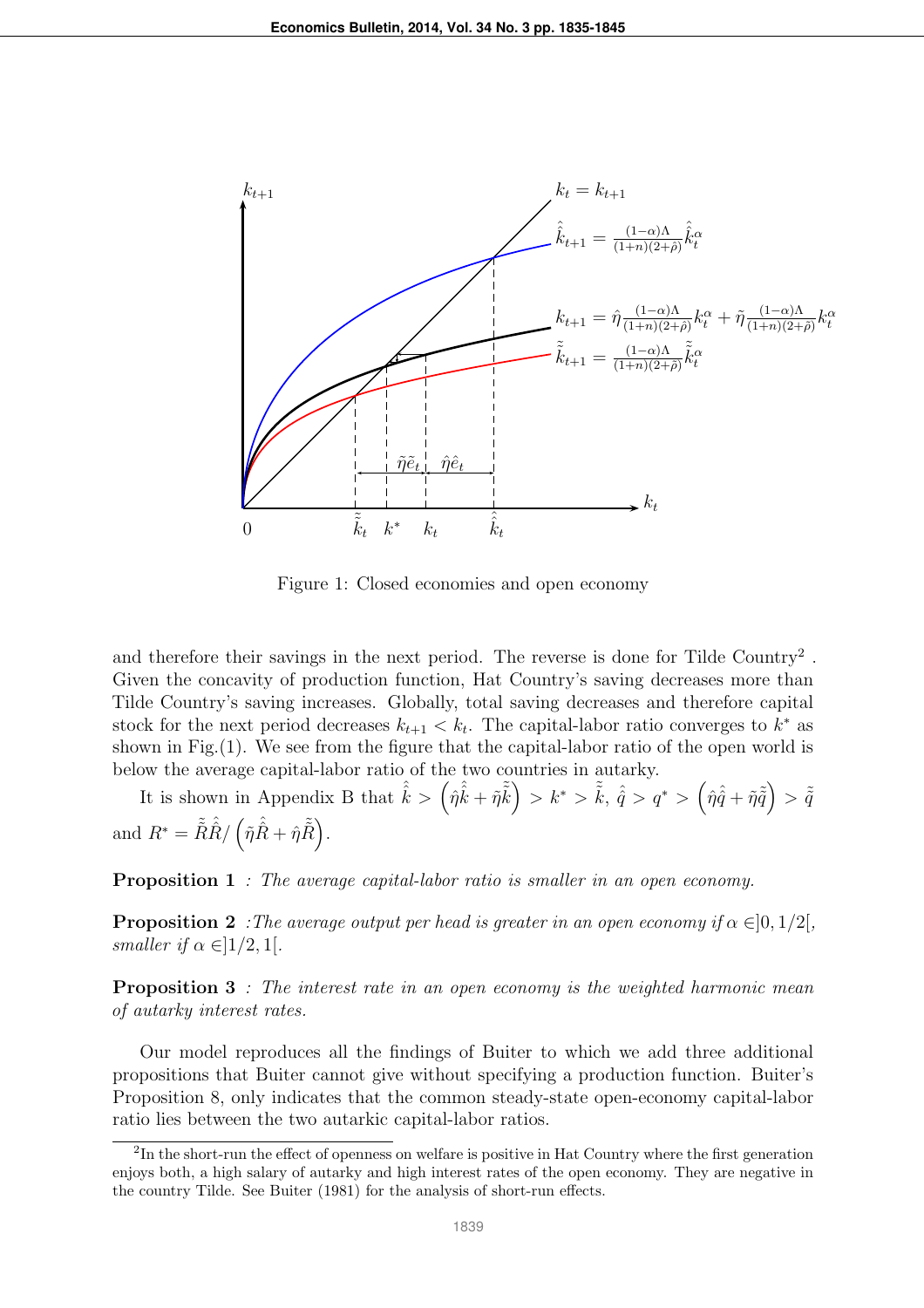Figure 1: Closed economies and open economy

and therefore their savings in the next period. The reverse is done for Tilde Country[2]. Given the concavity of production function, Hat Country's saving decreases more than Tilde Country's saving increases. Globally, total saving decreases and therefore capital stock for the next period decreases $k_{t+1} < k_t$. The capital-labor ratio converges to $k^*$ as shown in Fig.(1). We see from the figure that the capital-labor ratio of the open world is below the average capital-labor ratio of the two countries in autarky.

It is shown in Appendix B that $\hat{\hat{k}} > \left(\hat{\eta}\hat{\hat{k}} + \tilde{\eta}\tilde{\tilde{k}}\right) > k^* > \tilde{\tilde{k}}$, $\hat{\hat{q}} > q^* > \left(\hat{\eta}\hat{\hat{q}} + \tilde{\eta}\tilde{\tilde{q}}\right) > \tilde{\tilde{q}}$ and $R^* = \tilde{\tilde{R}}\hat{\hat{R}} / \left(\tilde{\eta}\hat{\hat{R}} + \hat{\eta}\tilde{\tilde{R}}\right)$.

**Proposition 1** *: The average capital-labor ratio is smaller in an open economy.*

**Proposition 2** *:The average output per head is greater in an open economy if $\alpha \in ]0, 1/2[$, smaller if $\alpha \in ]1/2, 1[$.*

**Proposition 3** *: The interest rate in an open economy is the weighted harmonic mean of autarky interest rates.*

Our model reproduces all the findings of Buiter to which we add three additional propositions that Buiter cannot give without specifying a production function. Buiter's Proposition 8, only indicates that the common steady-state open-economy capital-labor ratio lies between the two autarkic capital-labor ratios.

[2]In the short-run the effect of openness on welfare is positive in Hat Country where the first generation enjoys both, a high salary of autarky and high interest rates of the open economy. They are negative in the country Tilde. See Buiter (1981) for the analysis of short-run effects.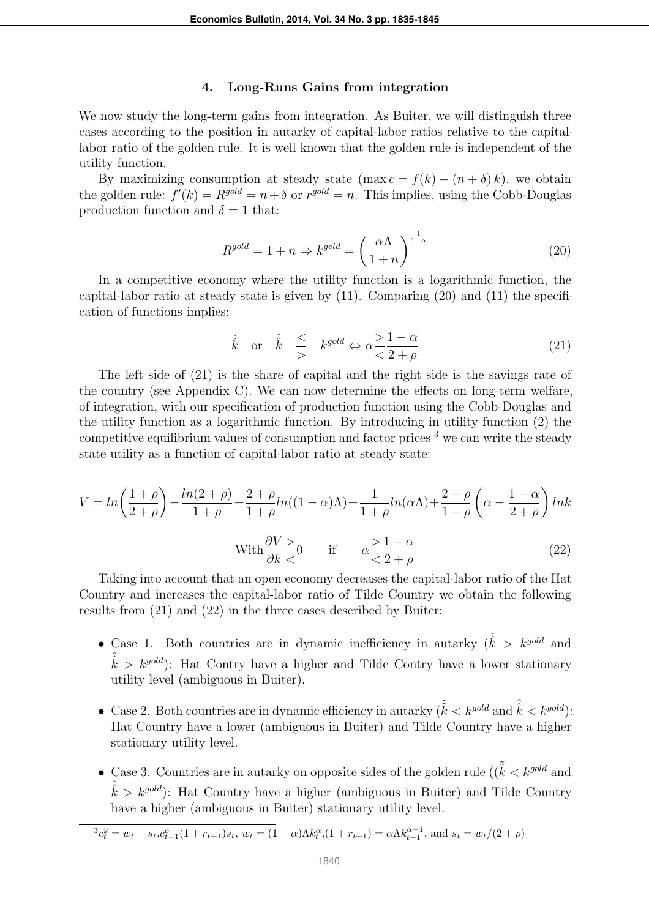### 4. Long-Runs Gains from integration

We now study the long-term gains from integration. As Buiter, we will distinguish three cases according to the position in autarky of capital-labor ratios relative to the capital-labor ratio of the golden rule. It is well known that the golden rule is independent of the utility function.

By maximizing consumption at steady state ($\max c = f(k) - (n + \delta) k$), we obtain the golden rule: $f'(k) = R^{gold} = n + \delta$ or $r^{gold} = n$. This implies, using the Cobb-Douglas production function and $\delta = 1$ that:

$$R^{gold} = 1 + n \Rightarrow k^{gold} = \left(\frac{\alpha\Lambda}{1+n}\right)^{\frac{1}{1-\alpha}} \tag{20}$$

In a competitive economy where the utility function is a logarithmic function, the capital-labor ratio at steady state is given by (11). Comparing (20) and (11) the specification of functions implies:

$$\tilde{\bar{k}} \quad \text{or} \quad \hat{\bar{k}} \quad \begin{matrix} \leq \\ > \end{matrix} \quad k^{gold} \Leftrightarrow \alpha \begin{matrix} > \\ < \end{matrix} \frac{1-\alpha}{2+\rho} \tag{21}$$

The left side of (21) is the share of capital and the right side is the savings rate of the country (see Appendix C). We can now determine the effects on long-term welfare, of integration, with our specification of production function using the Cobb-Douglas and the utility function as a logarithmic function. By introducing in utility function (2) the competitive equilibrium values of consumption and factor prices [3] we can write the steady state utility as a function of capital-labor ratio at steady state:

$$V = ln\left(\frac{1+\rho}{2+\rho}\right) - \frac{ln(2+\rho)}{1+\rho} + \frac{2+\rho}{1+\rho} ln((1-\alpha)\Lambda) + \frac{1}{1+\rho} ln(\alpha\Lambda) + \frac{2+\rho}{1+\rho}\left(\alpha - \frac{1-\alpha}{2+\rho}\right) lnk$$

$$\text{With} \frac{\partial V}{\partial k} \begin{matrix} > \\ < \end{matrix} 0 \qquad \text{if} \qquad \alpha \begin{matrix} > \\ < \end{matrix} \frac{1-\alpha}{2+\rho} \tag{22}$$

Taking into account that an open economy decreases the capital-labor ratio of the Hat Country and increases the capital-labor ratio of Tilde Country we obtain the following results from (21) and (22) in the three cases described by Buiter:

- Case 1. Both countries are in dynamic inefficiency in autarky ($\tilde{\bar{k}} > k^{gold}$ and $\hat{\bar{k}} > k^{gold}$): Hat Contry have a higher and Tilde Contry have a lower stationary utility level (ambiguous in Buiter).
- Case 2. Both countries are in dynamic efficiency in autarky ($\tilde{\bar{k}} < k^{gold}$ and $\hat{\bar{k}} < k^{gold}$): Hat Country have a lower (ambiguous in Buiter) and Tilde Country have a higher stationary utility level.
- Case 3. Countries are in autarky on opposite sides of the golden rule (($\tilde{\bar{k}} < k^{gold}$ and $\hat{\bar{k}} > k^{gold}$): Hat Country have a higher (ambiguous in Buiter) and Tilde Country have a higher (ambiguous in Buiter) stationary utility level.

---

[3] $c_t^y = w_t - s_t$, $c_{t+1}^o(1 + r_{t+1})s_t$, $w_t = (1-\alpha)\Lambda k_t^\alpha$, $(1 + r_{t+1}) = \alpha\Lambda k_{t+1}^{\alpha-1}$, and $s_t = w_t/(2+\rho)$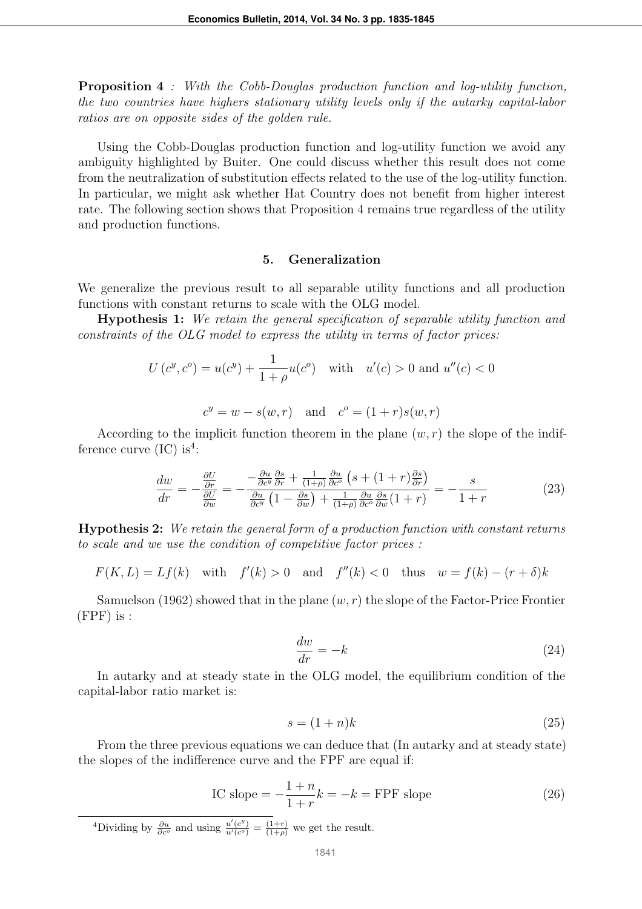**Proposition 4** *: With the Cobb-Douglas production function and log-utility function, the two countries have highers stationary utility levels only if the autarky capital-labor ratios are on opposite sides of the golden rule.*

Using the Cobb-Douglas production function and log-utility function we avoid any ambiguity highlighted by Buiter. One could discuss whether this result does not come from the neutralization of substitution effects related to the use of the log-utility function. In particular, we might ask whether Hat Country does not benefit from higher interest rate. The following section shows that Proposition 4 remains true regardless of the utility and production functions.

## 5. Generalization

We generalize the previous result to all separable utility functions and all production functions with constant returns to scale with the OLG model.

**Hypothesis 1:** *We retain the general specification of separable utility function and constraints of the OLG model to express the utility in terms of factor prices:*

$$U\left(c^y, c^o\right) = u(c^y) + \frac{1}{1+\rho}u(c^o) \quad \text{with} \quad u'(c) > 0 \text{ and } u''(c) < 0$$

$$c^y = w - s(w,r) \quad \text{and} \quad c^o = (1+r)s(w,r)$$

According to the implicit function theorem in the plane $(w, r)$ the slope of the indifference curve (IC) is[4]:

$$\frac{dw}{dr} = -\frac{\frac{\partial U}{\partial r}}{\frac{\partial U}{\partial w}} = -\frac{-\frac{\partial u}{\partial c^y}\frac{\partial s}{\partial r} + \frac{1}{(1+\rho)}\frac{\partial u}{\partial c^o}\left(s + (1+r)\frac{\partial s}{\partial r}\right)}{\frac{\partial u}{\partial c^y}\left(1 - \frac{\partial s}{\partial w}\right) + \frac{1}{(1+\rho)}\frac{\partial u}{\partial c^o}\frac{\partial s}{\partial w}(1+r)} = -\frac{s}{1+r} \tag{23}$$

**Hypothesis 2:** *We retain the general form of a production function with constant returns to scale and we use the condition of competitive factor prices :*

$$F(K,L) = Lf(k) \quad \text{with} \quad f'(k) > 0 \quad \text{and} \quad f''(k) < 0 \quad \text{thus} \quad w = f(k) - (r+\delta)k$$

Samuelson (1962) showed that in the plane $(w, r)$ the slope of the Factor-Price Frontier (FPF) is :

$$\frac{dw}{dr} = -k \tag{24}$$

In autarky and at steady state in the OLG model, the equilibrium condition of the capital-labor ratio market is:

$$s = (1+n)k \tag{25}$$

From the three previous equations we can deduce that (In autarky and at steady state) the slopes of the indifference curve and the FPF are equal if:

$$\text{IC slope} = -\frac{1+n}{1+r}k = -k = \text{FPF slope} \tag{26}$$

[4] Dividing by $\frac{\partial u}{\partial c^o}$ and using $\frac{u'(c^y)}{u'(c^o)} = \frac{(1+r)}{(1+\rho)}$ we get the result.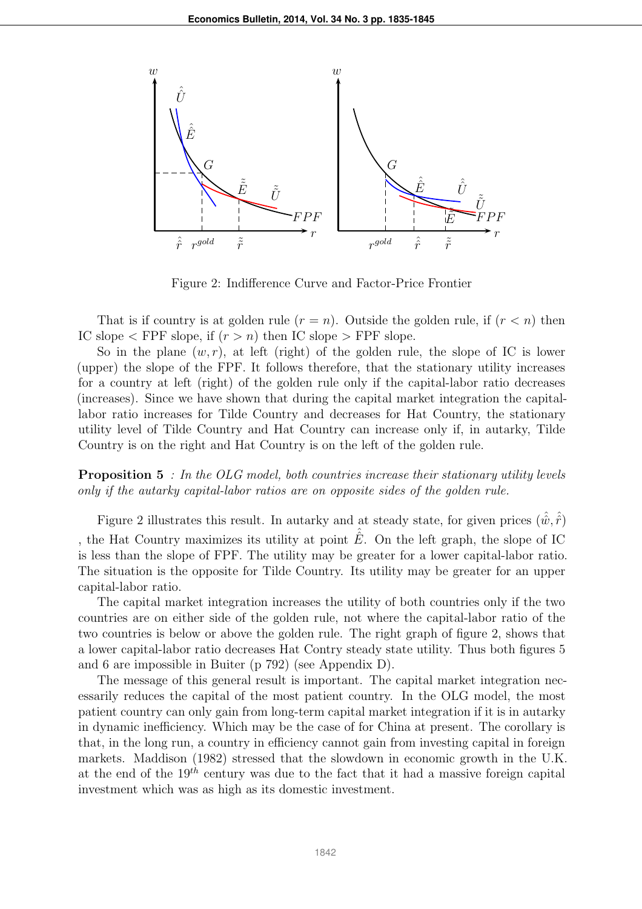Figure 2: Indifference Curve and Factor-Price Frontier

That is if country is at golden rule ($r = n$). Outside the golden rule, if ($r < n$) then IC slope < FPF slope, if ($r > n$) then IC slope > FPF slope.

So in the plane $(w, r)$, at left (right) of the golden rule, the slope of IC is lower (upper) the slope of the FPF. It follows therefore, that the stationary utility increases for a country at left (right) of the golden rule only if the capital-labor ratio decreases (increases). Since we have shown that during the capital market integration the capital-labor ratio increases for Tilde Country and decreases for Hat Country, the stationary utility level of Tilde Country and Hat Country can increase only if, in autarky, Tilde Country is on the right and Hat Country is on the left of the golden rule.

**Proposition 5** *: In the OLG model, both countries increase their stationary utility levels only if the autarky capital-labor ratios are on opposite sides of the golden rule.*

Figure 2 illustrates this result. In autarky and at steady state, for given prices $(\hat{\hat{w}}, \hat{\hat{r}})$ , the Hat Country maximizes its utility at point $\hat{\hat{E}}$. On the left graph, the slope of IC is less than the slope of FPF. The utility may be greater for a lower capital-labor ratio. The situation is the opposite for Tilde Country. Its utility may be greater for an upper capital-labor ratio.

The capital market integration increases the utility of both countries only if the two countries are on either side of the golden rule, not where the capital-labor ratio of the two countries is below or above the golden rule. The right graph of figure 2, shows that a lower capital-labor ratio decreases Hat Contry steady state utility. Thus both figures 5 and 6 are impossible in Buiter (p 792) (see Appendix D).

The message of this general result is important. The capital market integration necessarily reduces the capital of the most patient country. In the OLG model, the most patient country can only gain from long-term capital market integration if it is in autarky in dynamic inefficiency. Which may be the case of for China at present. The corollary is that, in the long run, a country in efficiency cannot gain from investing capital in foreign markets. Maddison (1982) stressed that the slowdown in economic growth in the U.K. at the end of the $19^{th}$ century was due to the fact that it had a massive foreign capital investment which was as high as its domestic investment.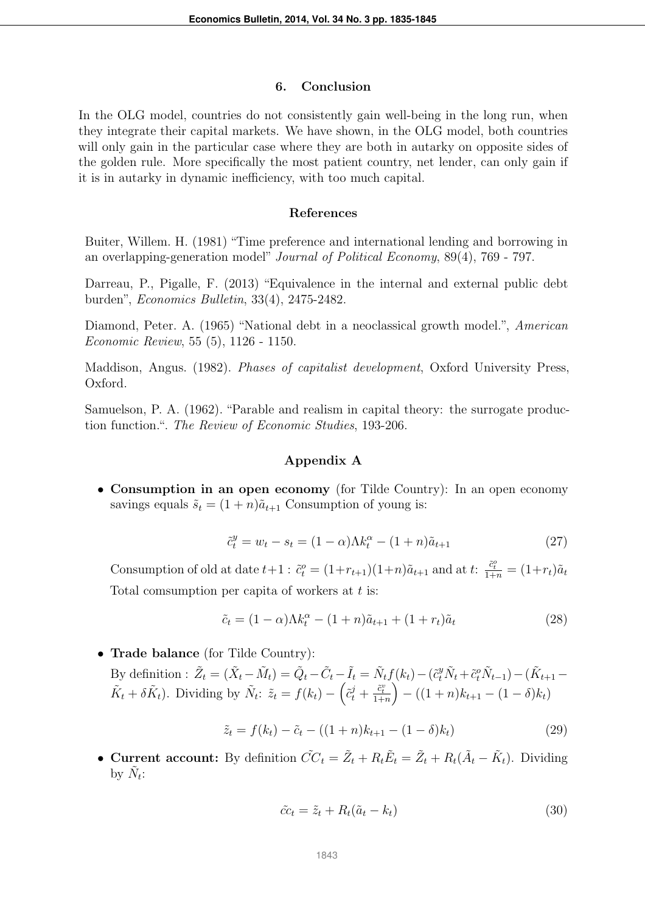## 6. Conclusion

In the OLG model, countries do not consistently gain well-being in the long run, when they integrate their capital markets. We have shown, in the OLG model, both countries will only gain in the particular case where they are both in autarky on opposite sides of the golden rule. More specifically the most patient country, net lender, can only gain if it is in autarky in dynamic inefficiency, with too much capital.

## References

Buiter, Willem. H. (1981) "Time preference and international lending and borrowing in an overlapping-generation model" *Journal of Political Economy*, 89(4), 769 - 797.

Darreau, P., Pigalle, F. (2013) "Equivalence in the internal and external public debt burden", *Economics Bulletin*, 33(4), 2475-2482.

Diamond, Peter. A. (1965) "National debt in a neoclassical growth model.", *American Economic Review*, 55 (5), 1126 - 1150.

Maddison, Angus. (1982). *Phases of capitalist development*, Oxford University Press, Oxford.

Samuelson, P. A. (1962). "Parable and realism in capital theory: the surrogate production function.". *The Review of Economic Studies*, 193-206.

## Appendix A

- **Consumption in an open economy** (for Tilde Country): In an open economy savings equals $\tilde{s}_t = (1+n)\tilde{a}_{t+1}$ Consumption of young is:

$$\tilde{c}_t^y = w_t - s_t = (1-\alpha)\Lambda k_t^\alpha - (1+n)\tilde{a}_{t+1} \tag{27}$$

  Consumption of old at date $t+1$ : $\tilde{c}_t^o = (1+r_{t+1})(1+n)\tilde{a}_{t+1}$ and at $t$: $\frac{\tilde{c}_t^o}{1+n} = (1+r_t)\tilde{a}_t$

  Total comsumption per capita of workers at $t$ is:

$$\tilde{c}_t = (1-\alpha)\Lambda k_t^\alpha - (1+n)\tilde{a}_{t+1} + (1+r_t)\tilde{a}_t \tag{28}$$

- **Trade balance** (for Tilde Country):

  By definition : $\tilde{Z}_t = (\tilde{X}_t - \tilde{M}_t) = \tilde{Q}_t - \tilde{C}_t - \tilde{I}_t = \tilde{N}_t f(k_t) - (\tilde{c}_t^y \tilde{N}_t + \tilde{c}_t^o \tilde{N}_{t-1}) - (\tilde{K}_{t+1} - \tilde{K}_t + \delta \tilde{K}_t)$. Dividing by $\tilde{N}_t$: $\tilde{z}_t = f(k_t) - \left(\tilde{c}_t^j + \frac{\tilde{c}_t^v}{1+n}\right) - ((1+n)k_{t+1} - (1-\delta)k_t)$

$$\tilde{z}_t = f(k_t) - \tilde{c}_t - ((1+n)k_{t+1} - (1-\delta)k_t) \tag{29}$$

- **Current account:** By definition $\tilde{CC}_t = \tilde{Z}_t + R_t\tilde{E}_t = \tilde{Z}_t + R_t(\tilde{A}_t - \tilde{K}_t)$. Dividing by $\tilde{N}_t$:

$$\tilde{cc}_t = \tilde{z}_t + R_t(\tilde{a}_t - k_t) \tag{30}$$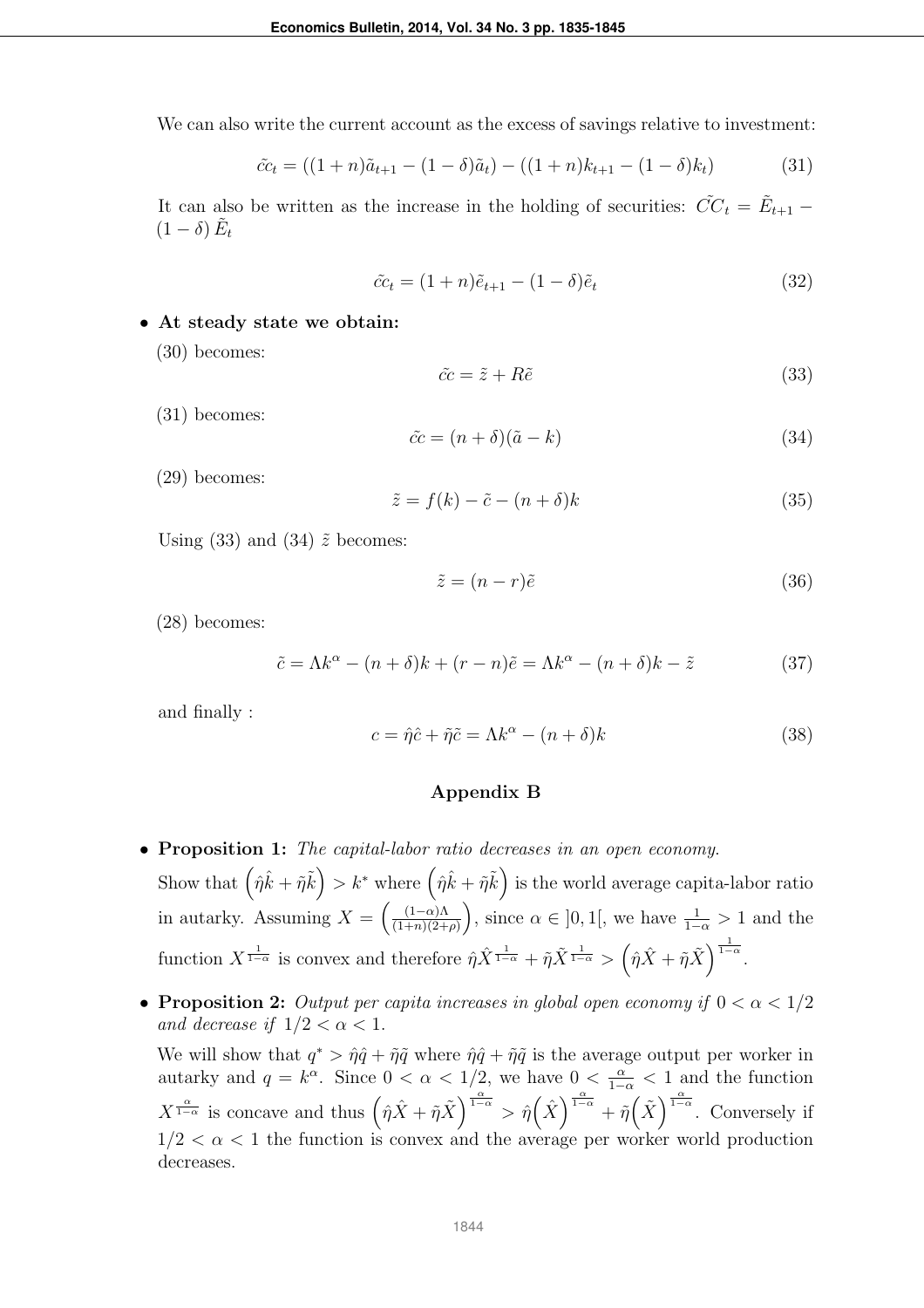We can also write the current account as the excess of savings relative to investment:

$$\tilde{cc}_t = ((1+n)\tilde{a}_{t+1} - (1-\delta)\tilde{a}_t) - ((1+n)k_{t+1} - (1-\delta)k_t) \tag{31}$$

It can also be written as the increase in the holding of securities: $\tilde{CC}_t = \tilde{E}_{t+1} - (1-\delta)\tilde{E}_t$

$$\tilde{cc}_t = (1+n)\tilde{e}_{t+1} - (1-\delta)\tilde{e}_t \tag{32}$$

- **At steady state we obtain:**

  (30) becomes:

  $$\tilde{cc} = \tilde{z} + R\tilde{e} \tag{33}$$

  (31) becomes:

  $$\tilde{cc} = (n+\delta)(\tilde{a} - k) \tag{34}$$

  (29) becomes:

  $$\tilde{z} = f(k) - \tilde{c} - (n+\delta)k \tag{35}$$

  Using (33) and (34) $\tilde{z}$ becomes:

  $$\tilde{z} = (n-r)\tilde{e} \tag{36}$$

  (28) becomes:

  $$\tilde{c} = \Lambda k^{\alpha} - (n+\delta)k + (r-n)\tilde{e} = \Lambda k^{\alpha} - (n+\delta)k - \tilde{z} \tag{37}$$

  and finally :

  $$c = \hat{\eta}\hat{c} + \tilde{\eta}\tilde{c} = \Lambda k^{\alpha} - (n+\delta)k \tag{38}$$

## Appendix B

- **Proposition 1:** *The capital-labor ratio decreases in an open economy.*

  Show that $\left(\hat{\eta}\hat{k} + \tilde{\eta}\tilde{k}\right) > k^*$ where $\left(\hat{\eta}\hat{k} + \tilde{\eta}\tilde{k}\right)$ is the world average capita-labor ratio in autarky. Assuming $X = \left(\frac{(1-\alpha)\Lambda}{(1+n)(2+\rho)}\right)$, since $\alpha \in ]0,1[$, we have $\frac{1}{1-\alpha} > 1$ and the function $X^{\frac{1}{1-\alpha}}$ is convex and therefore $\hat{\eta}\hat{X}^{\frac{1}{1-\alpha}} + \tilde{\eta}\tilde{X}^{\frac{1}{1-\alpha}} > \left(\hat{\eta}\hat{X} + \tilde{\eta}\tilde{X}\right)^{\frac{1}{1-\alpha}}$.

- **Proposition 2:** *Output per capita increases in global open economy if $0 < \alpha < 1/2$ and decrease if $1/2 < \alpha < 1$.*

  We will show that $q^* > \hat{\eta}\hat{q} + \tilde{\eta}\tilde{q}$ where $\hat{\eta}\hat{q} + \tilde{\eta}\tilde{q}$ is the average output per worker in autarky and $q = k^{\alpha}$. Since $0 < \alpha < 1/2$, we have $0 < \frac{\alpha}{1-\alpha} < 1$ and the function $X^{\frac{\alpha}{1-\alpha}}$ is concave and thus $\left(\hat{\eta}\hat{X} + \tilde{\eta}\tilde{X}\right)^{\frac{\alpha}{1-\alpha}} > \hat{\eta}\left(\hat{X}\right)^{\frac{\alpha}{1-\alpha}} + \tilde{\eta}\left(\tilde{X}\right)^{\frac{\alpha}{1-\alpha}}$. Conversely if $1/2 < \alpha < 1$ the function is convex and the average per worker world production decreases.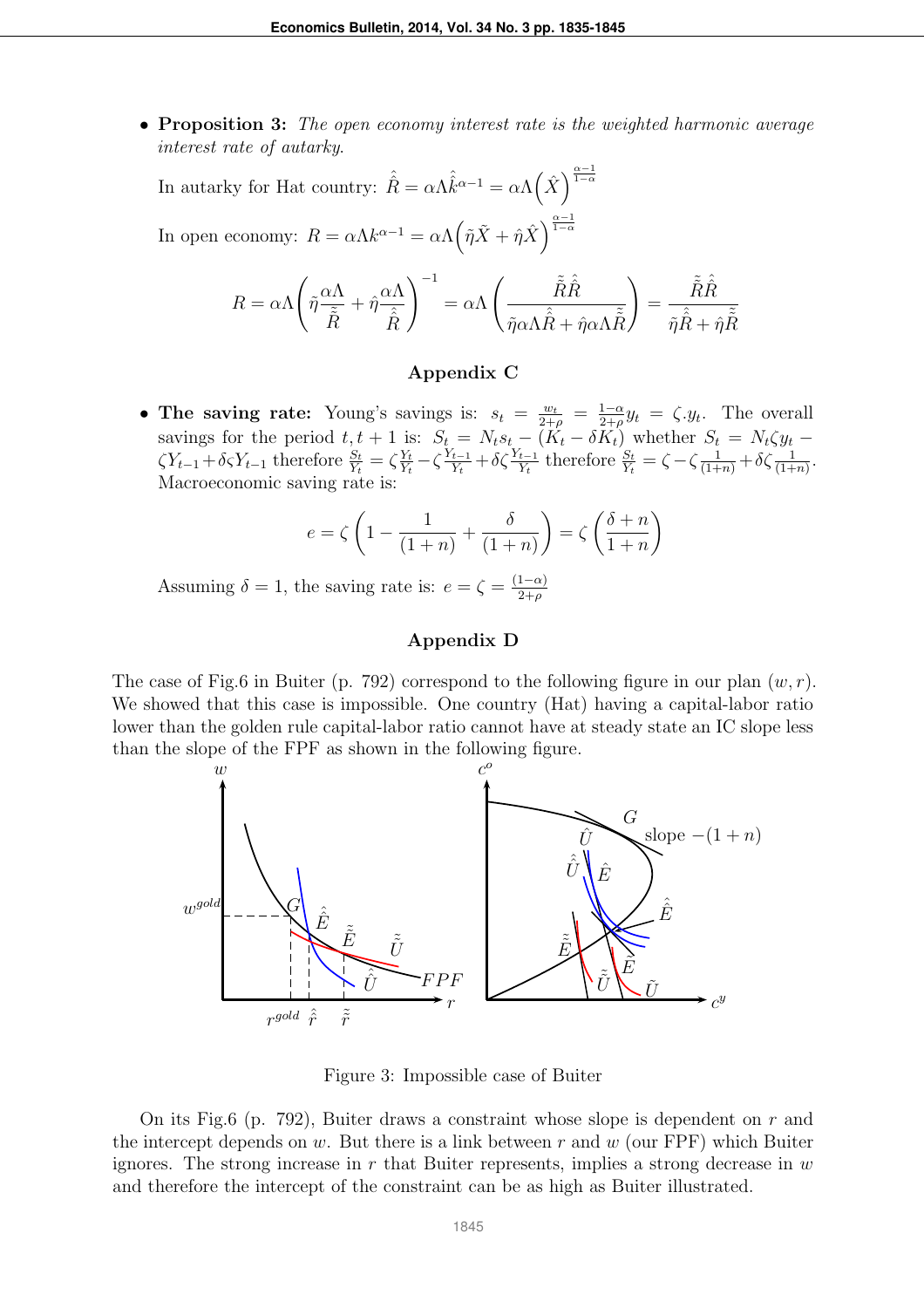- **Proposition 3:** *The open economy interest rate is the weighted harmonic average interest rate of autarky.*

  In autarky for Hat country: $\hat{\hat{R}} = \alpha\Lambda\hat{\hat{k}}^{\alpha-1} = \alpha\Lambda\Big(\hat{X}\Big)^{\frac{\alpha-1}{1-\alpha}}$

  In open economy: $R = \alpha\Lambda k^{\alpha-1} = \alpha\Lambda\Big(\tilde{\eta}\tilde{X} + \hat{\eta}\hat{X}\Big)^{\frac{\alpha-1}{1-\alpha}}$

$$R = \alpha\Lambda\left(\tilde{\eta}\frac{\alpha\Lambda}{\tilde{\tilde{R}}} + \hat{\eta}\frac{\alpha\Lambda}{\hat{\hat{R}}}\right)^{-1} = \alpha\Lambda\left(\frac{\tilde{\tilde{R}}\hat{\hat{R}}}{\tilde{\eta}\alpha\Lambda\hat{\hat{R}} + \hat{\eta}\alpha\Lambda\tilde{\tilde{R}}}\right) = \frac{\tilde{\tilde{R}}\hat{\hat{R}}}{\tilde{\eta}\hat{\hat{R}} + \hat{\eta}\tilde{\tilde{R}}}$$

## Appendix C

- **The saving rate:** Young's savings is: $s_t = \frac{w_t}{2+\rho} = \frac{1-\alpha}{2+\rho}y_t = \zeta.y_t$. The overall savings for the period $t, t+1$ is: $S_t = N_t s_t - (K_t - \delta K_t)$ whether $S_t = N_t\zeta y_t - \zeta Y_{t-1} + \delta\varsigma Y_{t-1}$ therefore $\frac{S_t}{Y_t} = \zeta\frac{Y_t}{Y_t} - \zeta\frac{Y_{t-1}}{Y_t} + \delta\zeta\frac{Y_{t-1}}{Y_t}$ therefore $\frac{S_t}{Y_t} = \zeta - \zeta\frac{1}{(1+n)} + \delta\zeta\frac{1}{(1+n)}$. Macroeconomic saving rate is:

$$e = \zeta\left(1 - \frac{1}{(1+n)} + \frac{\delta}{(1+n)}\right) = \zeta\left(\frac{\delta+n}{1+n}\right)$$

  Assuming $\delta = 1$, the saving rate is: $e = \zeta = \frac{(1-\alpha)}{2+\rho}$

## Appendix D

The case of Fig.6 in Buiter (p. 792) correspond to the following figure in our plan $(w, r)$. We showed that this case is impossible. One country (Hat) having a capital-labor ratio lower than the golden rule capital-labor ratio cannot have at steady state an IC slope less than the slope of the FPF as shown in the following figure.

$w$
$w^{gold}$
$G$
$\hat{\hat{E}}$
$\tilde{\tilde{E}}$
$\tilde{\tilde{U}}$
$\hat{\hat{U}}$
$FPF$
$r$
$r^{gold}$ $\hat{\hat{r}}$ $\tilde{\tilde{r}}$

$c^o$
$G$
slope $-(1+n)$
$\hat{U}$
$\hat{\hat{U}}$
$\hat{E}$
$\hat{\hat{E}}$
$\tilde{\tilde{E}}$
$\tilde{\tilde{U}}$
$\tilde{E}$
$\tilde{U}$
$c^y$

Figure 3: Impossible case of Buiter

On its Fig.6 (p. 792), Buiter draws a constraint whose slope is dependent on $r$ and the intercept depends on $w$. But there is a link between $r$ and $w$ (our FPF) which Buiter ignores. The strong increase in $r$ that Buiter represents, implies a strong decrease in $w$ and therefore the intercept of the constraint can be as high as Buiter illustrated.